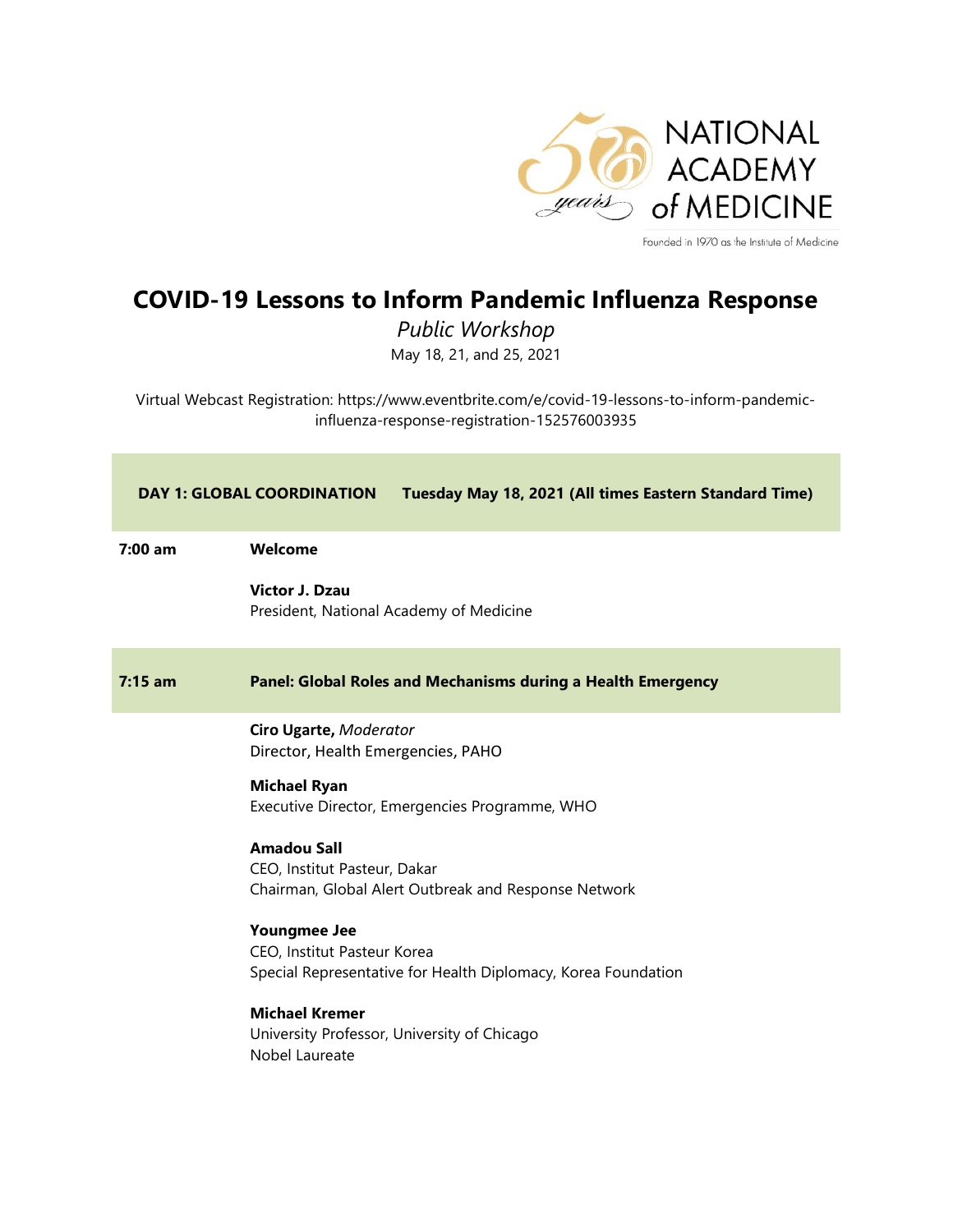NATIONAL ACADEMY of MEDICINE

Founded in 1970 as the Institute of Medicine

# COVID-19 Lessons to Inform Pandemic Influenza Response

*Public Workshop*

May 18, 21, and 25, 2021

Virtual Webcast Registration: https://www.eventbrite.com/e/covid-19-lessons-to-inform-pandemic-influenza-response-registration-152576003935

## DAY 1: GLOBAL COORDINATION Tuesday May 18, 2021 (All times Eastern Standard Time)

**7:00 am** **Welcome**

**Victor J. Dzau**
President, National Academy of Medicine

**7:15 am** **Panel: Global Roles and Mechanisms during a Health Emergency**

**Ciro Ugarte,** *Moderator*
Director, Health Emergencies, PAHO

**Michael Ryan**
Executive Director, Emergencies Programme, WHO

**Amadou Sall**
CEO, Institut Pasteur, Dakar
Chairman, Global Alert Outbreak and Response Network

**Youngmee Jee**
CEO, Institut Pasteur Korea
Special Representative for Health Diplomacy, Korea Foundation

**Michael Kremer**
University Professor, University of Chicago
Nobel Laureate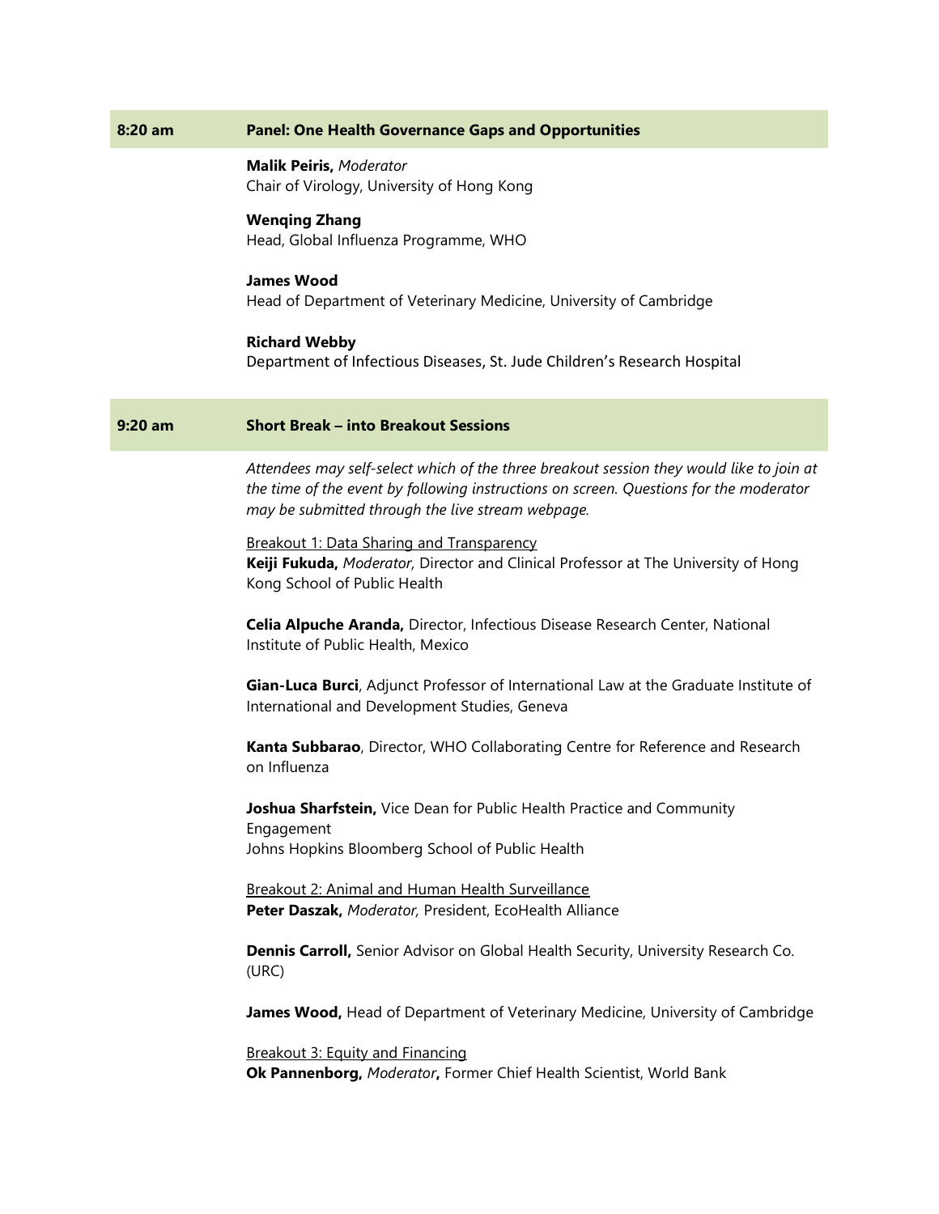**8:20 am** **Panel: One Health Governance Gaps and Opportunities**

**Malik Peiris,** *Moderator*
Chair of Virology, University of Hong Kong

**Wenqing Zhang**
Head, Global Influenza Programme, WHO

**James Wood**
Head of Department of Veterinary Medicine, University of Cambridge

**Richard Webby**
Department of Infectious Diseases, St. Jude Children's Research Hospital

**9:20 am** **Short Break – into Breakout Sessions**

*Attendees may self-select which of the three breakout session they would like to join at the time of the event by following instructions on screen. Questions for the moderator may be submitted through the live stream webpage.*

<u>Breakout 1: Data Sharing and Transparency</u>
**Keiji Fukuda,** *Moderator,* Director and Clinical Professor at The University of Hong Kong School of Public Health

**Celia Alpuche Aranda,** Director, Infectious Disease Research Center, National Institute of Public Health, Mexico

**Gian-Luca Burci**, Adjunct Professor of International Law at the Graduate Institute of International and Development Studies, Geneva

**Kanta Subbarao**, Director, WHO Collaborating Centre for Reference and Research on Influenza

**Joshua Sharfstein,** Vice Dean for Public Health Practice and Community Engagement
Johns Hopkins Bloomberg School of Public Health

<u>Breakout 2: Animal and Human Health Surveillance</u>
**Peter Daszak,** *Moderator,* President, EcoHealth Alliance

**Dennis Carroll,** Senior Advisor on Global Health Security, University Research Co. (URC)

**James Wood,** Head of Department of Veterinary Medicine, University of Cambridge

<u>Breakout 3: Equity and Financing</u>
**Ok Pannenborg,** *Moderator***,** Former Chief Health Scientist, World Bank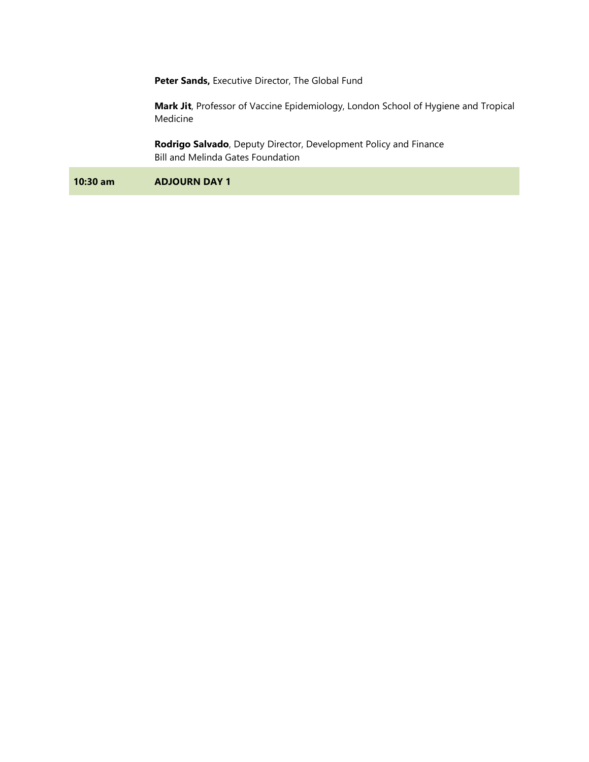**Peter Sands,** Executive Director, The Global Fund

**Mark Jit**, Professor of Vaccine Epidemiology, London School of Hygiene and Tropical Medicine

**Rodrigo Salvado**, Deputy Director, Development Policy and Finance
Bill and Melinda Gates Foundation

| | |
|---|---|
| **10:30 am** | **ADJOURN DAY 1** |